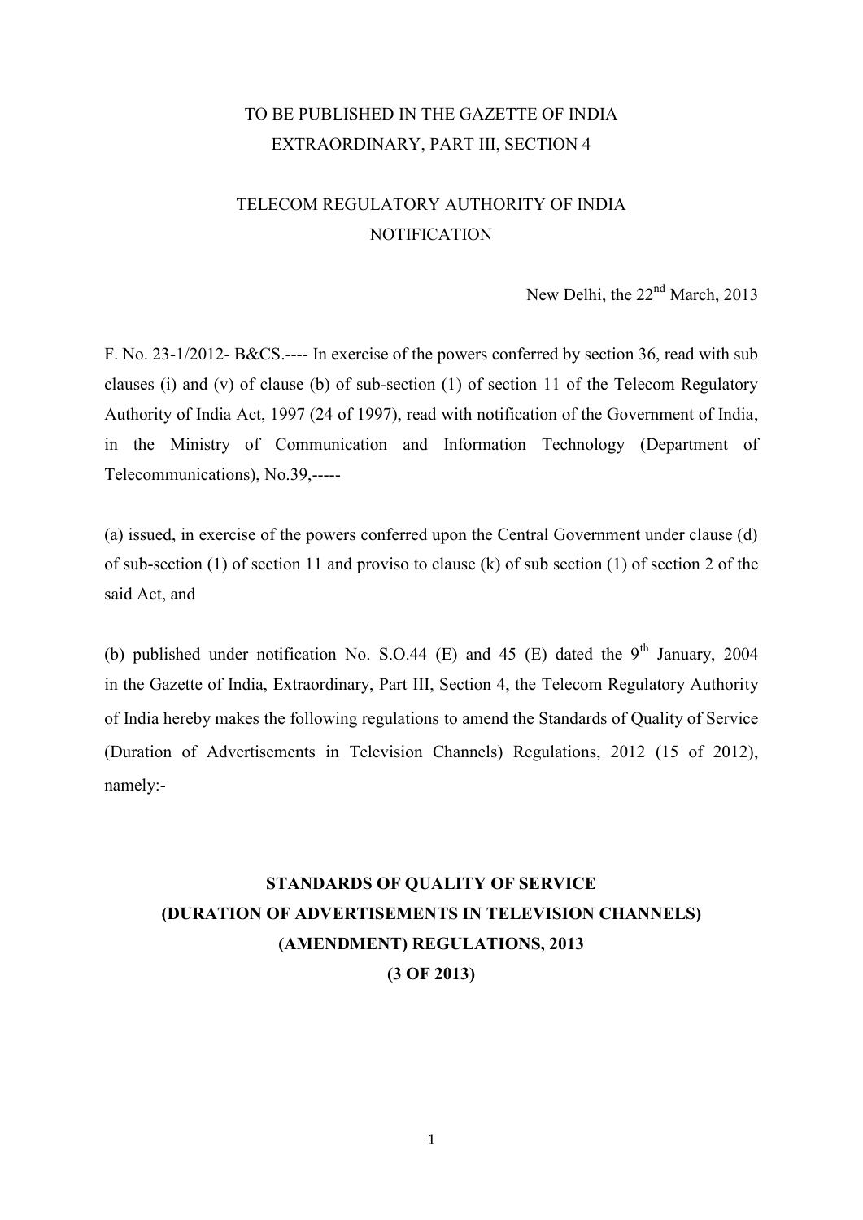TO BE PUBLISHED IN THE GAZETTE OF INDIA
EXTRAORDINARY, PART III, SECTION 4

TELECOM REGULATORY AUTHORITY OF INDIA
NOTIFICATION

New Delhi, the 22nd March, 2013

F. No. 23-1/2012- B&CS.---- In exercise of the powers conferred by section 36, read with sub clauses (i) and (v) of clause (b) of sub-section (1) of section 11 of the Telecom Regulatory Authority of India Act, 1997 (24 of 1997), read with notification of the Government of India, in the Ministry of Communication and Information Technology (Department of Telecommunications), No.39,-----

(a) issued, in exercise of the powers conferred upon the Central Government under clause (d) of sub-section (1) of section 11 and proviso to clause (k) of sub section (1) of section 2 of the said Act, and

(b) published under notification No. S.O.44 (E) and 45 (E) dated the 9th January, 2004 in the Gazette of India, Extraordinary, Part III, Section 4, the Telecom Regulatory Authority of India hereby makes the following regulations to amend the Standards of Quality of Service (Duration of Advertisements in Television Channels) Regulations, 2012 (15 of 2012), namely:-

# STANDARDS OF QUALITY OF SERVICE (DURATION OF ADVERTISEMENTS IN TELEVISION CHANNELS) (AMENDMENT) REGULATIONS, 2013 (3 OF 2013)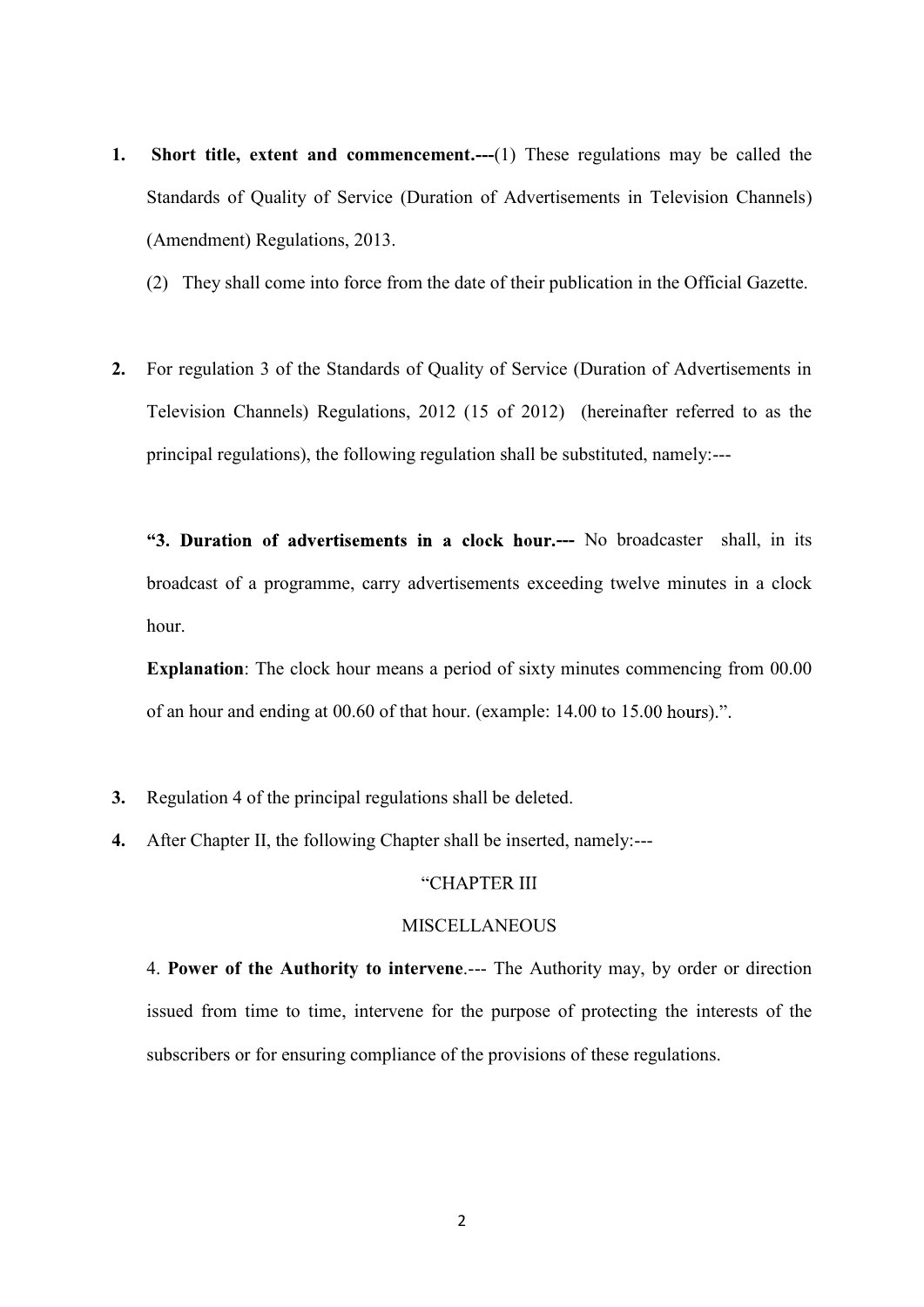1. **Short title, extent and commencement.---**(1) These regulations may be called the Standards of Quality of Service (Duration of Advertisements in Television Channels) (Amendment) Regulations, 2013.

   (2) They shall come into force from the date of their publication in the Official Gazette.

2. For regulation 3 of the Standards of Quality of Service (Duration of Advertisements in Television Channels) Regulations, 2012 (15 of 2012) (hereinafter referred to as the principal regulations), the following regulation shall be substituted, namely:---

   **"3. Duration of advertisements in a clock hour.---** No broadcaster shall, in its broadcast of a programme, carry advertisements exceeding twelve minutes in a clock hour.

   **Explanation**: The clock hour means a period of sixty minutes commencing from 00.00 of an hour and ending at 00.60 of that hour. (example: 14.00 to 15.00 hours).".

3. Regulation 4 of the principal regulations shall be deleted.

4. After Chapter II, the following Chapter shall be inserted, namely:---

   "CHAPTER III

   MISCELLANEOUS

   4. **Power of the Authority to intervene**.--- The Authority may, by order or direction issued from time to time, intervene for the purpose of protecting the interests of the subscribers or for ensuring compliance of the provisions of these regulations.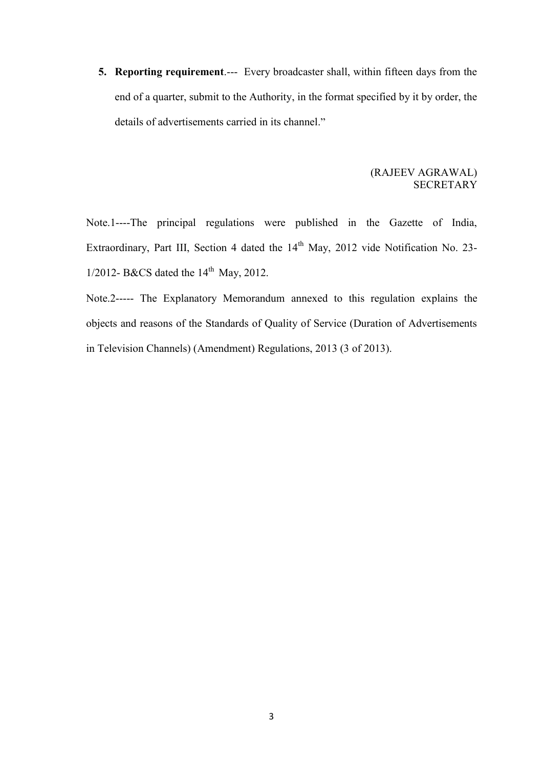5. **Reporting requirement**.--- Every broadcaster shall, within fifteen days from the end of a quarter, submit to the Authority, in the format specified by it by order, the details of advertisements carried in its channel."

(RAJEEV AGRAWAL)
SECRETARY

Note.1----The principal regulations were published in the Gazette of India, Extraordinary, Part III, Section 4 dated the 14th May, 2012 vide Notification No. 23-1/2012- B&CS dated the 14th May, 2012.

Note.2----- The Explanatory Memorandum annexed to this regulation explains the objects and reasons of the Standards of Quality of Service (Duration of Advertisements in Television Channels) (Amendment) Regulations, 2013 (3 of 2013).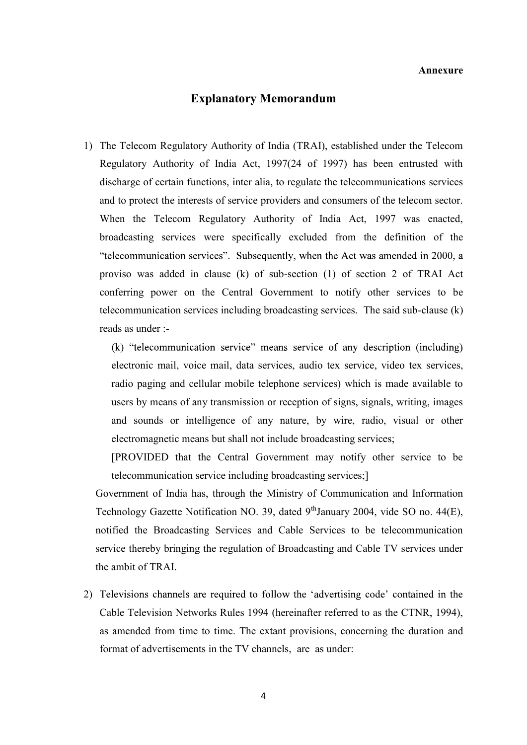**Annexure**

## Explanatory Memorandum

1) The Telecom Regulatory Authority of India (TRAI), established under the Telecom Regulatory Authority of India Act, 1997(24 of 1997) has been entrusted with discharge of certain functions, inter alia, to regulate the telecommunications services and to protect the interests of service providers and consumers of the telecom sector. When the Telecom Regulatory Authority of India Act, 1997 was enacted, broadcasting services were specifically excluded from the definition of the "telecommunication services". Subsequently, when the Act was amended in 2000, a proviso was added in clause (k) of sub-section (1) of section 2 of TRAI Act conferring power on the Central Government to notify other services to be telecommunication services including broadcasting services. The said sub-clause (k) reads as under :-

   (k) "telecommunication service" means service of any description (including) electronic mail, voice mail, data services, audio tex service, video tex services, radio paging and cellular mobile telephone services) which is made available to users by means of any transmission or reception of signs, signals, writing, images and sounds or intelligence of any nature, by wire, radio, visual or other electromagnetic means but shall not include broadcasting services;

   [PROVIDED that the Central Government may notify other service to be telecommunication service including broadcasting services;]

   Government of India has, through the Ministry of Communication and Information Technology Gazette Notification NO. 39, dated 9th January 2004, vide SO no. 44(E), notified the Broadcasting Services and Cable Services to be telecommunication service thereby bringing the regulation of Broadcasting and Cable TV services under the ambit of TRAI.

2) Televisions channels are required to follow the 'advertising code' contained in the Cable Television Networks Rules 1994 (hereinafter referred to as the CTNR, 1994), as amended from time to time. The extant provisions, concerning the duration and format of advertisements in the TV channels, are as under: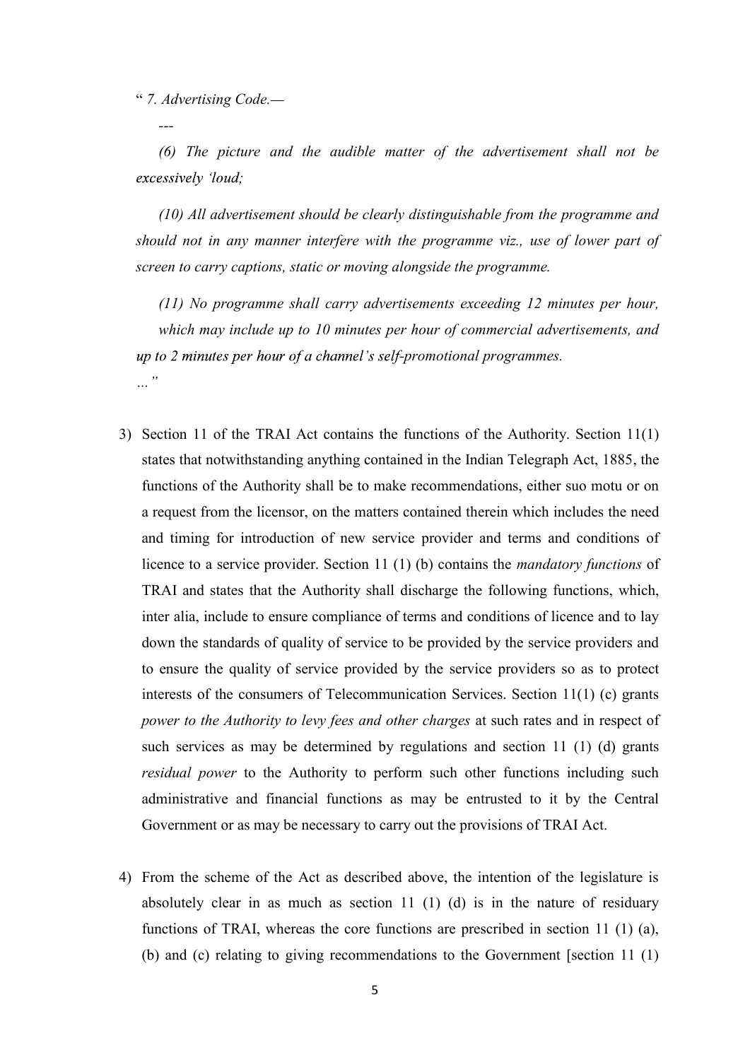" *7. Advertising Code.—*

*---*

*(6) The picture and the audible matter of the advertisement shall not be excessively 'loud;*

*(10) All advertisement should be clearly distinguishable from the programme and should not in any manner interfere with the programme viz., use of lower part of screen to carry captions, static or moving alongside the programme.*

*(11) No programme shall carry advertisements exceeding 12 minutes per hour, which may include up to 10 minutes per hour of commercial advertisements, and up to 2 minutes per hour of a channel's self-promotional programmes.*

*..."*

3) Section 11 of the TRAI Act contains the functions of the Authority. Section 11(1) states that notwithstanding anything contained in the Indian Telegraph Act, 1885, the functions of the Authority shall be to make recommendations, either suo motu or on a request from the licensor, on the matters contained therein which includes the need and timing for introduction of new service provider and terms and conditions of licence to a service provider. Section 11 (1) (b) contains the *mandatory functions* of TRAI and states that the Authority shall discharge the following functions, which, inter alia, include to ensure compliance of terms and conditions of licence and to lay down the standards of quality of service to be provided by the service providers and to ensure the quality of service provided by the service providers so as to protect interests of the consumers of Telecommunication Services. Section 11(1) (c) grants *power to the Authority to levy fees and other charges* at such rates and in respect of such services as may be determined by regulations and section 11 (1) (d) grants *residual power* to the Authority to perform such other functions including such administrative and financial functions as may be entrusted to it by the Central Government or as may be necessary to carry out the provisions of TRAI Act.

4) From the scheme of the Act as described above, the intention of the legislature is absolutely clear in as much as section 11 (1) (d) is in the nature of residuary functions of TRAI, whereas the core functions are prescribed in section 11 (1) (a), (b) and (c) relating to giving recommendations to the Government [section 11 (1)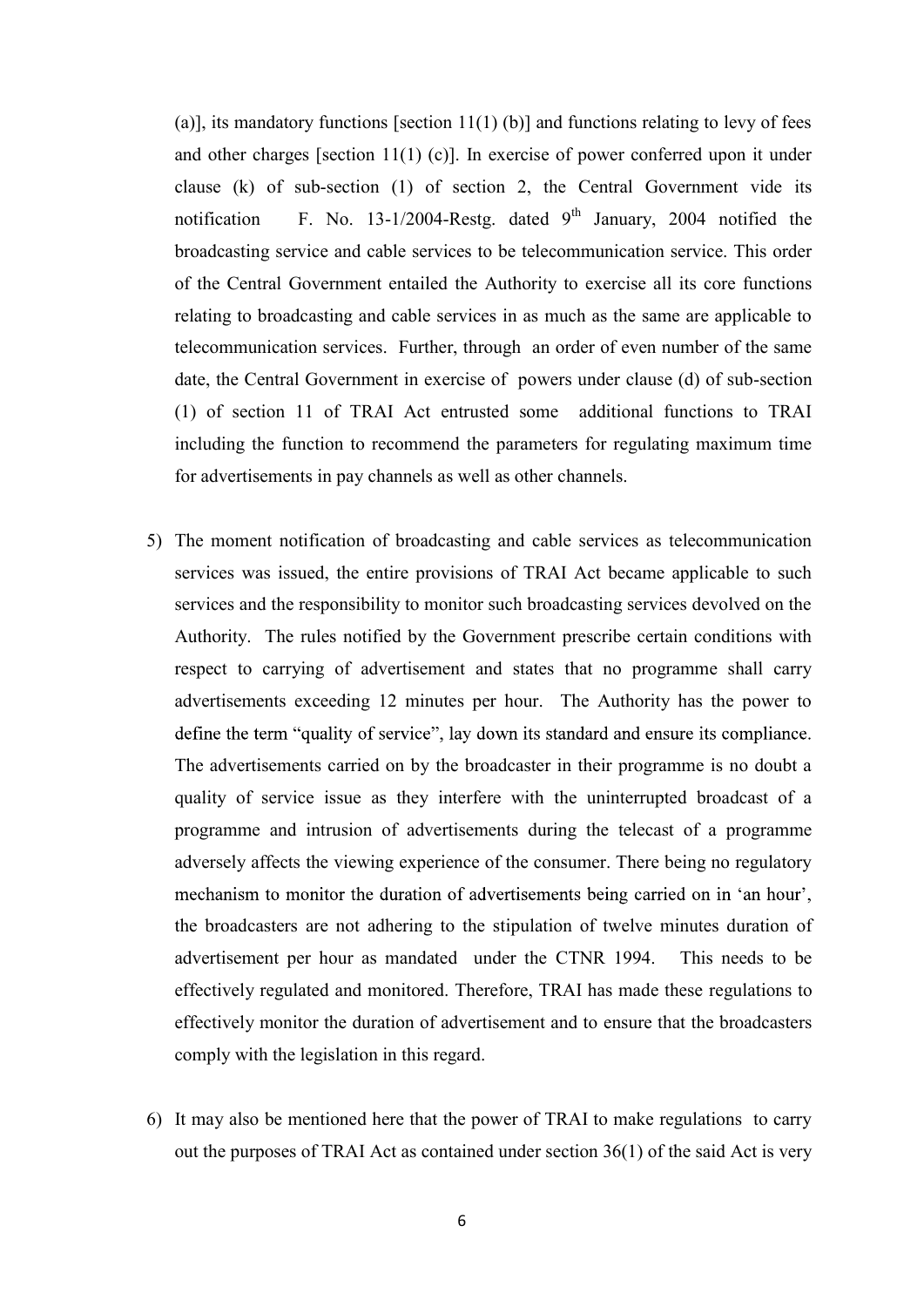(a)], its mandatory functions [section 11(1) (b)] and functions relating to levy of fees and other charges [section 11(1) (c)]. In exercise of power conferred upon it under clause (k) of sub-section (1) of section 2, the Central Government vide its notification F. No. 13-1/2004-Restg. dated 9th January, 2004 notified the broadcasting service and cable services to be telecommunication service. This order of the Central Government entailed the Authority to exercise all its core functions relating to broadcasting and cable services in as much as the same are applicable to telecommunication services. Further, through an order of even number of the same date, the Central Government in exercise of powers under clause (d) of sub-section (1) of section 11 of TRAI Act entrusted some additional functions to TRAI including the function to recommend the parameters for regulating maximum time for advertisements in pay channels as well as other channels.

5) The moment notification of broadcasting and cable services as telecommunication services was issued, the entire provisions of TRAI Act became applicable to such services and the responsibility to monitor such broadcasting services devolved on the Authority. The rules notified by the Government prescribe certain conditions with respect to carrying of advertisement and states that no programme shall carry advertisements exceeding 12 minutes per hour. The Authority has the power to define the term "quality of service", lay down its standard and ensure its compliance. The advertisements carried on by the broadcaster in their programme is no doubt a quality of service issue as they interfere with the uninterrupted broadcast of a programme and intrusion of advertisements during the telecast of a programme adversely affects the viewing experience of the consumer. There being no regulatory mechanism to monitor the duration of advertisements being carried on in 'an hour', the broadcasters are not adhering to the stipulation of twelve minutes duration of advertisement per hour as mandated under the CTNR 1994. This needs to be effectively regulated and monitored. Therefore, TRAI has made these regulations to effectively monitor the duration of advertisement and to ensure that the broadcasters comply with the legislation in this regard.

6) It may also be mentioned here that the power of TRAI to make regulations to carry out the purposes of TRAI Act as contained under section 36(1) of the said Act is very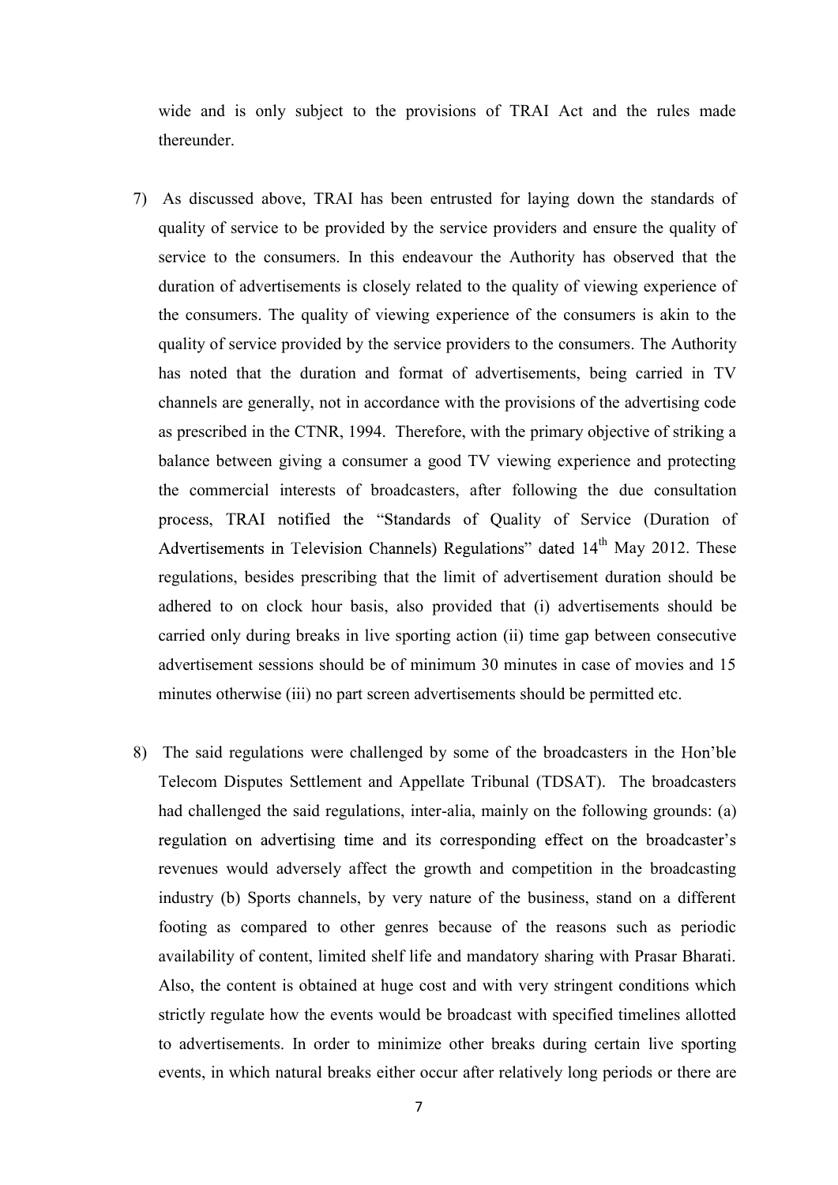wide and is only subject to the provisions of TRAI Act and the rules made thereunder.

7) As discussed above, TRAI has been entrusted for laying down the standards of quality of service to be provided by the service providers and ensure the quality of service to the consumers. In this endeavour the Authority has observed that the duration of advertisements is closely related to the quality of viewing experience of the consumers. The quality of viewing experience of the consumers is akin to the quality of service provided by the service providers to the consumers. The Authority has noted that the duration and format of advertisements, being carried in TV channels are generally, not in accordance with the provisions of the advertising code as prescribed in the CTNR, 1994. Therefore, with the primary objective of striking a balance between giving a consumer a good TV viewing experience and protecting the commercial interests of broadcasters, after following the due consultation process, TRAI notified the "Standards of Quality of Service (Duration of Advertisements in Television Channels) Regulations" dated 14th May 2012. These regulations, besides prescribing that the limit of advertisement duration should be adhered to on clock hour basis, also provided that (i) advertisements should be carried only during breaks in live sporting action (ii) time gap between consecutive advertisement sessions should be of minimum 30 minutes in case of movies and 15 minutes otherwise (iii) no part screen advertisements should be permitted etc.

8) The said regulations were challenged by some of the broadcasters in the Hon'ble Telecom Disputes Settlement and Appellate Tribunal (TDSAT). The broadcasters had challenged the said regulations, inter-alia, mainly on the following grounds: (a) regulation on advertising time and its corresponding effect on the broadcaster's revenues would adversely affect the growth and competition in the broadcasting industry (b) Sports channels, by very nature of the business, stand on a different footing as compared to other genres because of the reasons such as periodic availability of content, limited shelf life and mandatory sharing with Prasar Bharati. Also, the content is obtained at huge cost and with very stringent conditions which strictly regulate how the events would be broadcast with specified timelines allotted to advertisements. In order to minimize other breaks during certain live sporting events, in which natural breaks either occur after relatively long periods or there are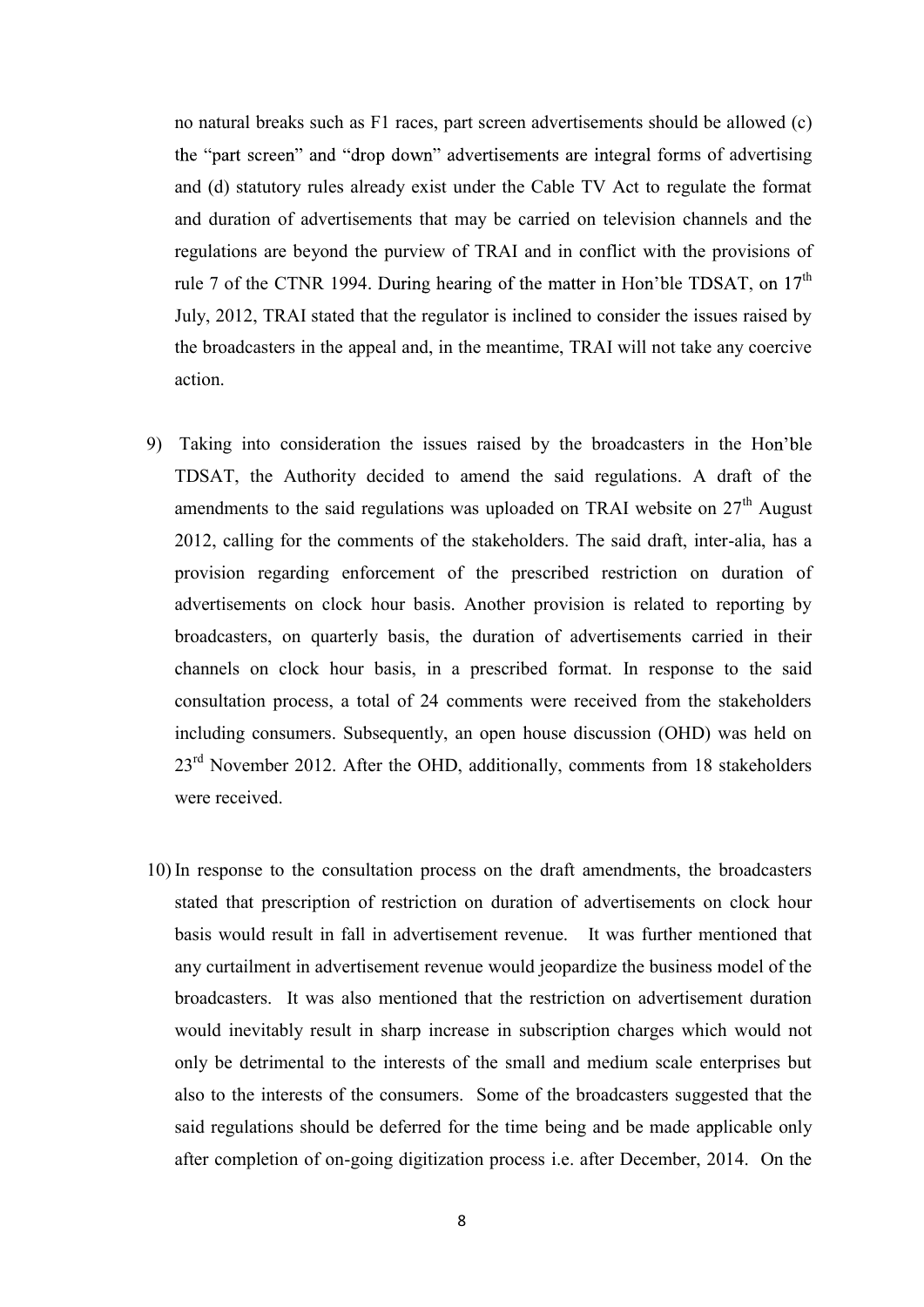no natural breaks such as F1 races, part screen advertisements should be allowed (c) the "part screen" and "drop down" advertisements are integral forms of advertising and (d) statutory rules already exist under the Cable TV Act to regulate the format and duration of advertisements that may be carried on television channels and the regulations are beyond the purview of TRAI and in conflict with the provisions of rule 7 of the CTNR 1994. During hearing of the matter in Hon'ble TDSAT, on 17th July, 2012, TRAI stated that the regulator is inclined to consider the issues raised by the broadcasters in the appeal and, in the meantime, TRAI will not take any coercive action.

9) Taking into consideration the issues raised by the broadcasters in the Hon'ble TDSAT, the Authority decided to amend the said regulations. A draft of the amendments to the said regulations was uploaded on TRAI website on 27th August 2012, calling for the comments of the stakeholders. The said draft, inter-alia, has a provision regarding enforcement of the prescribed restriction on duration of advertisements on clock hour basis. Another provision is related to reporting by broadcasters, on quarterly basis, the duration of advertisements carried in their channels on clock hour basis, in a prescribed format. In response to the said consultation process, a total of 24 comments were received from the stakeholders including consumers. Subsequently, an open house discussion (OHD) was held on 23rd November 2012. After the OHD, additionally, comments from 18 stakeholders were received.

10) In response to the consultation process on the draft amendments, the broadcasters stated that prescription of restriction on duration of advertisements on clock hour basis would result in fall in advertisement revenue. It was further mentioned that any curtailment in advertisement revenue would jeopardize the business model of the broadcasters. It was also mentioned that the restriction on advertisement duration would inevitably result in sharp increase in subscription charges which would not only be detrimental to the interests of the small and medium scale enterprises but also to the interests of the consumers. Some of the broadcasters suggested that the said regulations should be deferred for the time being and be made applicable only after completion of on-going digitization process i.e. after December, 2014. On the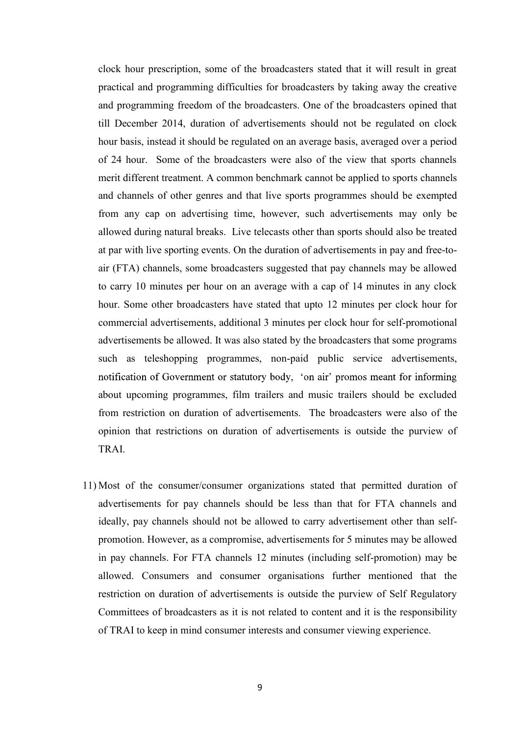clock hour prescription, some of the broadcasters stated that it will result in great practical and programming difficulties for broadcasters by taking away the creative and programming freedom of the broadcasters. One of the broadcasters opined that till December 2014, duration of advertisements should not be regulated on clock hour basis, instead it should be regulated on an average basis, averaged over a period of 24 hour. Some of the broadcasters were also of the view that sports channels merit different treatment. A common benchmark cannot be applied to sports channels and channels of other genres and that live sports programmes should be exempted from any cap on advertising time, however, such advertisements may only be allowed during natural breaks. Live telecasts other than sports should also be treated at par with live sporting events. On the duration of advertisements in pay and free-to-air (FTA) channels, some broadcasters suggested that pay channels may be allowed to carry 10 minutes per hour on an average with a cap of 14 minutes in any clock hour. Some other broadcasters have stated that upto 12 minutes per clock hour for commercial advertisements, additional 3 minutes per clock hour for self-promotional advertisements be allowed. It was also stated by the broadcasters that some programs such as teleshopping programmes, non-paid public service advertisements, notification of Government or statutory body, 'on air' promos meant for informing about upcoming programmes, film trailers and music trailers should be excluded from restriction on duration of advertisements. The broadcasters were also of the opinion that restrictions on duration of advertisements is outside the purview of TRAI.

11) Most of the consumer/consumer organizations stated that permitted duration of advertisements for pay channels should be less than that for FTA channels and ideally, pay channels should not be allowed to carry advertisement other than self-promotion. However, as a compromise, advertisements for 5 minutes may be allowed in pay channels. For FTA channels 12 minutes (including self-promotion) may be allowed. Consumers and consumer organisations further mentioned that the restriction on duration of advertisements is outside the purview of Self Regulatory Committees of broadcasters as it is not related to content and it is the responsibility of TRAI to keep in mind consumer interests and consumer viewing experience.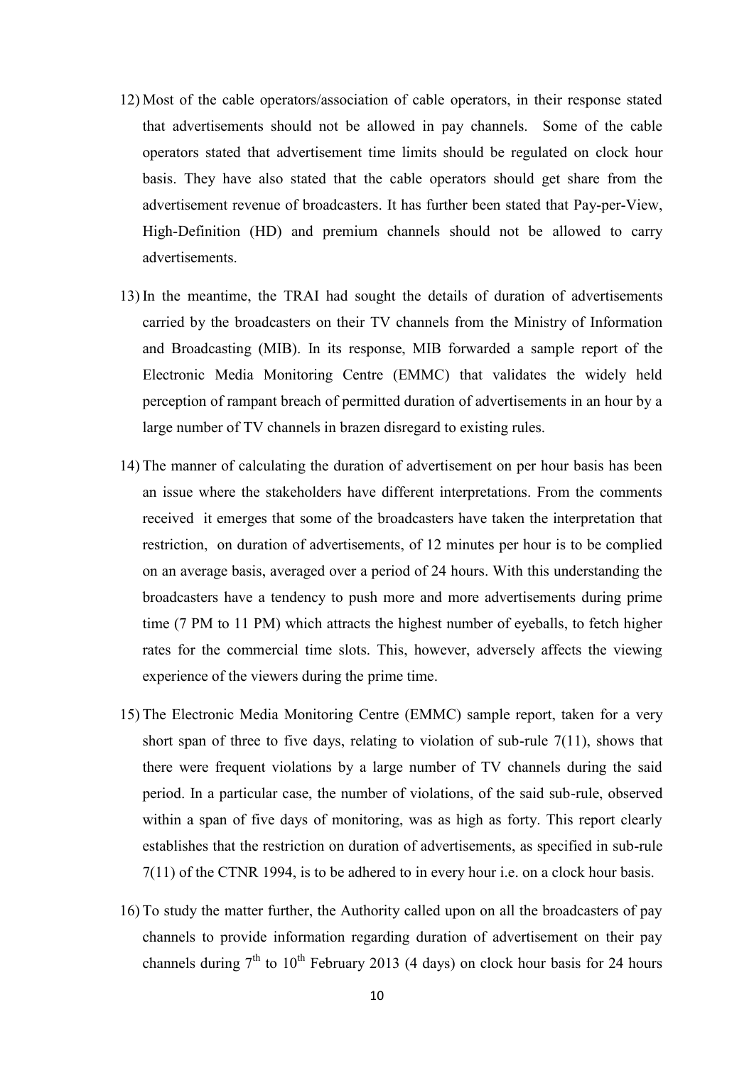12) Most of the cable operators/association of cable operators, in their response stated that advertisements should not be allowed in pay channels. Some of the cable operators stated that advertisement time limits should be regulated on clock hour basis. They have also stated that the cable operators should get share from the advertisement revenue of broadcasters. It has further been stated that Pay-per-View, High-Definition (HD) and premium channels should not be allowed to carry advertisements.

13) In the meantime, the TRAI had sought the details of duration of advertisements carried by the broadcasters on their TV channels from the Ministry of Information and Broadcasting (MIB). In its response, MIB forwarded a sample report of the Electronic Media Monitoring Centre (EMMC) that validates the widely held perception of rampant breach of permitted duration of advertisements in an hour by a large number of TV channels in brazen disregard to existing rules.

14) The manner of calculating the duration of advertisement on per hour basis has been an issue where the stakeholders have different interpretations. From the comments received it emerges that some of the broadcasters have taken the interpretation that restriction, on duration of advertisements, of 12 minutes per hour is to be complied on an average basis, averaged over a period of 24 hours. With this understanding the broadcasters have a tendency to push more and more advertisements during prime time (7 PM to 11 PM) which attracts the highest number of eyeballs, to fetch higher rates for the commercial time slots. This, however, adversely affects the viewing experience of the viewers during the prime time.

15) The Electronic Media Monitoring Centre (EMMC) sample report, taken for a very short span of three to five days, relating to violation of sub-rule 7(11), shows that there were frequent violations by a large number of TV channels during the said period. In a particular case, the number of violations, of the said sub-rule, observed within a span of five days of monitoring, was as high as forty. This report clearly establishes that the restriction on duration of advertisements, as specified in sub-rule 7(11) of the CTNR 1994, is to be adhered to in every hour i.e. on a clock hour basis.

16) To study the matter further, the Authority called upon on all the broadcasters of pay channels to provide information regarding duration of advertisement on their pay channels during 7th to 10th February 2013 (4 days) on clock hour basis for 24 hours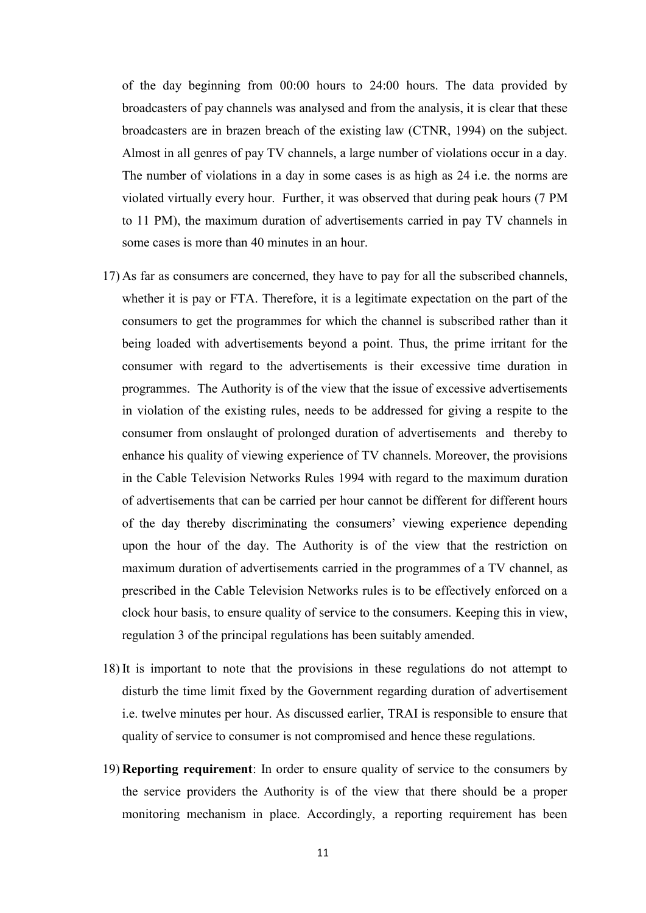of the day beginning from 00:00 hours to 24:00 hours. The data provided by broadcasters of pay channels was analysed and from the analysis, it is clear that these broadcasters are in brazen breach of the existing law (CTNR, 1994) on the subject. Almost in all genres of pay TV channels, a large number of violations occur in a day. The number of violations in a day in some cases is as high as 24 i.e. the norms are violated virtually every hour. Further, it was observed that during peak hours (7 PM to 11 PM), the maximum duration of advertisements carried in pay TV channels in some cases is more than 40 minutes in an hour.

17) As far as consumers are concerned, they have to pay for all the subscribed channels, whether it is pay or FTA. Therefore, it is a legitimate expectation on the part of the consumers to get the programmes for which the channel is subscribed rather than it being loaded with advertisements beyond a point. Thus, the prime irritant for the consumer with regard to the advertisements is their excessive time duration in programmes. The Authority is of the view that the issue of excessive advertisements in violation of the existing rules, needs to be addressed for giving a respite to the consumer from onslaught of prolonged duration of advertisements and thereby to enhance his quality of viewing experience of TV channels. Moreover, the provisions in the Cable Television Networks Rules 1994 with regard to the maximum duration of advertisements that can be carried per hour cannot be different for different hours of the day thereby discriminating the consumers' viewing experience depending upon the hour of the day. The Authority is of the view that the restriction on maximum duration of advertisements carried in the programmes of a TV channel, as prescribed in the Cable Television Networks rules is to be effectively enforced on a clock hour basis, to ensure quality of service to the consumers. Keeping this in view, regulation 3 of the principal regulations has been suitably amended.

18) It is important to note that the provisions in these regulations do not attempt to disturb the time limit fixed by the Government regarding duration of advertisement i.e. twelve minutes per hour. As discussed earlier, TRAI is responsible to ensure that quality of service to consumer is not compromised and hence these regulations.

19) **Reporting requirement**: In order to ensure quality of service to the consumers by the service providers the Authority is of the view that there should be a proper monitoring mechanism in place. Accordingly, a reporting requirement has been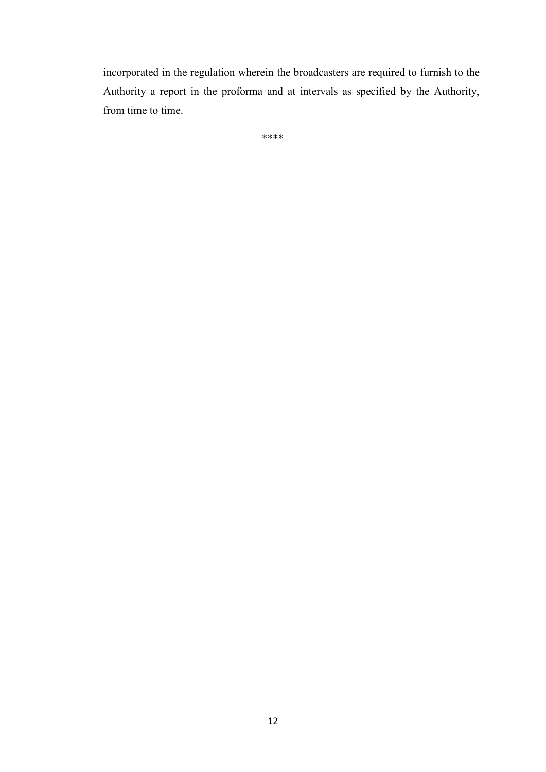incorporated in the regulation wherein the broadcasters are required to furnish to the Authority a report in the proforma and at intervals as specified by the Authority, from time to time.

****